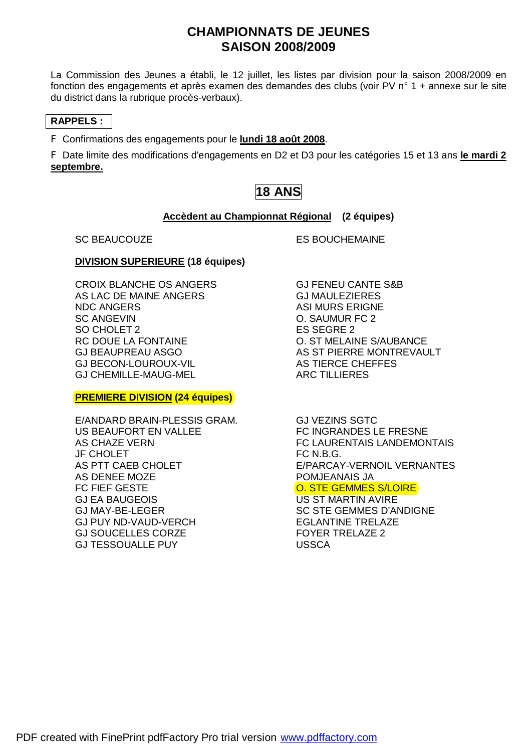# CHAMPIONNATS DE JEUNES
# SAISON 2008/2009

La Commission des Jeunes a établi, le 12 juillet, les listes par division pour la saison 2008/2009 en fonction des engagements et après examen des demandes des clubs (voir PV n° 1 + annexe sur le site du district dans la rubrique procès-verbaux).

**RAPPELS :**

F Confirmations des engagements pour le **lundi 18 août 2008**.

F Date limite des modifications d'engagements en D2 et D3 pour les catégories 15 et 13 ans **le mardi 2 septembre.**

## 18 ANS

**Accèdent au Championnat Régional (2 équipes)**

SC BEAUCOUZE
ES BOUCHEMAINE

**DIVISION SUPERIEURE (18 équipes)**

CROIX BLANCHE OS ANGERS
AS LAC DE MAINE ANGERS
NDC ANGERS
SC ANGEVIN
SO CHOLET 2
RC DOUE LA FONTAINE
GJ BEAUPREAU ASGO
GJ BECON-LOUROUX-VIL
GJ CHEMILLE-MAUG-MEL
GJ FENEU CANTE S&B
GJ MAULEZIERES
ASI MURS ERIGNE
O. SAUMUR FC 2
ES SEGRE 2
O. ST MELAINE S/AUBANCE
AS ST PIERRE MONTREVAULT
AS TIERCE CHEFFES
ARC TILLIERES

**PREMIERE DIVISION (24 équipes)**

E/ANDARD BRAIN-PLESSIS GRAM.
US BEAUFORT EN VALLEE
AS CHAZE VERN
JF CHOLET
AS PTT CAEB CHOLET
AS DENEE MOZE
FC FIEF GESTE
GJ EA BAUGEOIS
GJ MAY-BE-LEGER
GJ PUY ND-VAUD-VERCH
GJ SOUCELLES CORZE
GJ TESSOUALLE PUY
GJ VEZINS SGTC
FC INGRANDES LE FRESNE
FC LAURENTAIS LANDEMONTAIS
FC N.B.G.
E/PARCAY-VERNOIL VERNANTES
POMJEANAIS JA
O. STE GEMMES S/LOIRE
US ST MARTIN AVIRE
SC STE GEMMES D'ANDIGNE
EGLANTINE TRELAZE
FOYER TRELAZE 2
USSCA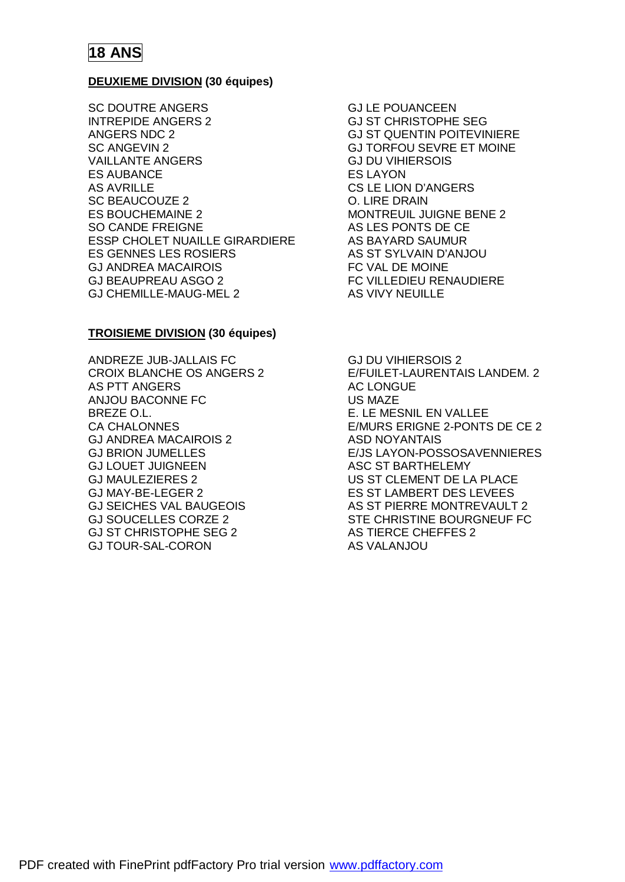# 18 ANS

**<u>DEUXIEME DIVISION</u> (30 équipes)**

SC DOUTRE ANGERS
INTREPIDE ANGERS 2
ANGERS NDC 2
SC ANGEVIN 2
VAILLANTE ANGERS
ES AUBANCE
AS AVRILLE
SC BEAUCOUZE 2
ES BOUCHEMAINE 2
SO CANDE FREIGNE
ESSP CHOLET NUAILLE GIRARDIERE
ES GENNES LES ROSIERS
GJ ANDREA MACAIROIS
GJ BEAUPREAU ASGO 2
GJ CHEMILLE-MAUG-MEL 2
GJ LE POUANCEEN
GJ ST CHRISTOPHE SEG
GJ ST QUENTIN POITEVINIERE
GJ TORFOU SEVRE ET MOINE
GJ DU VIHIERSOIS
ES LAYON
CS LE LION D'ANGERS
O. LIRE DRAIN
MONTREUIL JUIGNE BENE 2
AS LES PONTS DE CE
AS BAYARD SAUMUR
AS ST SYLVAIN D'ANJOU
FC VAL DE MOINE
FC VILLEDIEU RENAUDIERE
AS VIVY NEUILLE

**<u>TROISIEME DIVISION</u> (30 équipes)**

ANDREZE JUB-JALLAIS FC
CROIX BLANCHE OS ANGERS 2
AS PTT ANGERS
ANJOU BACONNE FC
BREZE O.L.
CA CHALONNES
GJ ANDREA MACAIROIS 2
GJ BRION JUMELLES
GJ LOUET JUIGNEEN
GJ MAULEZIERES 2
GJ MAY-BE-LEGER 2
GJ SEICHES VAL BAUGEOIS
GJ SOUCELLES CORZE 2
GJ ST CHRISTOPHE SEG 2
GJ TOUR-SAL-CORON
GJ DU VIHIERSOIS 2
E/FUILET-LAURENTAIS LANDEM. 2
AC LONGUE
US MAZE
E. LE MESNIL EN VALLEE
E/MURS ERIGNE 2-PONTS DE CE 2
ASD NOYANTAIS
E/JS LAYON-POSSOSAVENNIERES
ASC ST BARTHELEMY
US ST CLEMENT DE LA PLACE
ES ST LAMBERT DES LEVEES
AS ST PIERRE MONTREVAULT 2
STE CHRISTINE BOURGNEUF FC
AS TIERCE CHEFFES 2
AS VALANJOU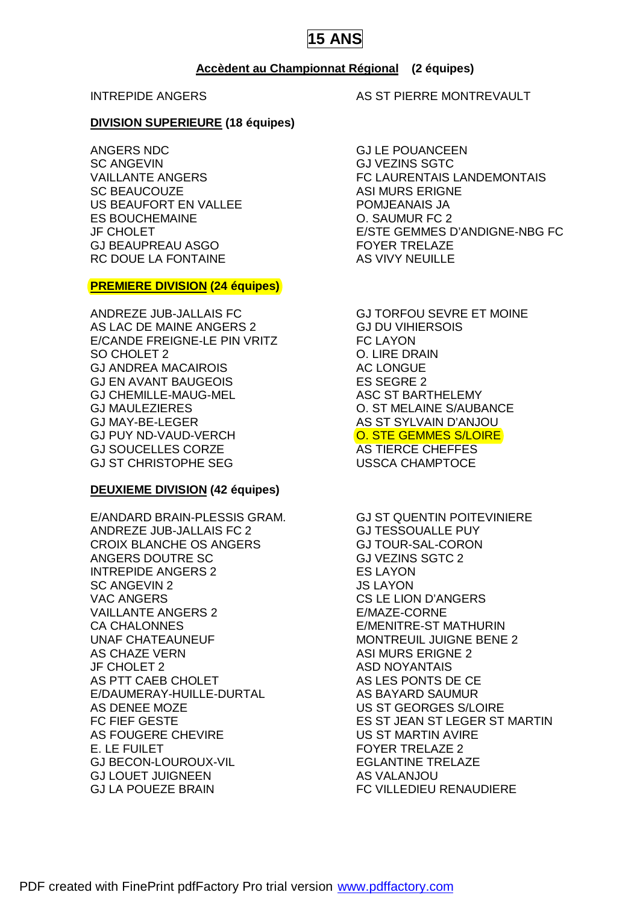# 15 ANS

**Accèdent au Championnat Régional (2 équipes)**

INTREPIDE ANGERS
AS ST PIERRE MONTREVAULT

**DIVISION SUPERIEURE (18 équipes)**

ANGERS NDC
SC ANGEVIN
VAILLANTE ANGERS
SC BEAUCOUZE
US BEAUFORT EN VALLEE
ES BOUCHEMAINE
JF CHOLET
GJ BEAUPREAU ASGO
RC DOUE LA FONTAINE
GJ LE POUANCEEN
GJ VEZINS SGTC
FC LAURENTAIS LANDEMONTAIS
ASI MURS ERIGNE
POMJEANAIS JA
O. SAUMUR FC 2
E/STE GEMMES D'ANDIGNE-NBG FC
FOYER TRELAZE
AS VIVY NEUILLE

**PREMIERE DIVISION (24 équipes)**

ANDREZE JUB-JALLAIS FC
AS LAC DE MAINE ANGERS 2
E/CANDE FREIGNE-LE PIN VRITZ
SO CHOLET 2
GJ ANDREA MACAIROIS
GJ EN AVANT BAUGEOIS
GJ CHEMILLE-MAUG-MEL
GJ MAULEZIERES
GJ MAY-BE-LEGER
GJ PUY ND-VAUD-VERCH
GJ SOUCELLES CORZE
GJ ST CHRISTOPHE SEG
GJ TORFOU SEVRE ET MOINE
GJ DU VIHIERSOIS
FC LAYON
O. LIRE DRAIN
AC LONGUE
ES SEGRE 2
ASC ST BARTHELEMY
O. ST MELAINE S/AUBANCE
AS ST SYLVAIN D'ANJOU
O. STE GEMMES S/LOIRE
AS TIERCE CHEFFES
USSCA CHAMPTOCE

**DEUXIEME DIVISION (42 équipes)**

E/ANDARD BRAIN-PLESSIS GRAM.
ANDREZE JUB-JALLAIS FC 2
CROIX BLANCHE OS ANGERS
ANGERS DOUTRE SC
INTREPIDE ANGERS 2
SC ANGEVIN 2
VAC ANGERS
VAILLANTE ANGERS 2
CA CHALONNES
UNAF CHATEAUNEUF
AS CHAZE VERN
JF CHOLET 2
AS PTT CAEB CHOLET
E/DAUMERAY-HUILLE-DURTAL
AS DENEE MOZE
FC FIEF GESTE
AS FOUGERE CHEVIRE
E. LE FUILET
GJ BECON-LOUROUX-VIL
GJ LOUET JUIGNEEN
GJ LA POUEZE BRAIN
GJ ST QUENTIN POITEVINIERE
GJ TESSOUALLE PUY
GJ TOUR-SAL-CORON
GJ VEZINS SGTC 2
ES LAYON
JS LAYON
CS LE LION D'ANGERS
E/MAZE-CORNE
E/MENITRE-ST MATHURIN
MONTREUIL JUIGNE BENE 2
ASI MURS ERIGNE 2
ASD NOYANTAIS
AS LES PONTS DE CE
AS BAYARD SAUMUR
US ST GEORGES S/LOIRE
ES ST JEAN ST LEGER ST MARTIN
US ST MARTIN AVIRE
FOYER TRELAZE 2
EGLANTINE TRELAZE
AS VALANJOU
FC VILLEDIEU RENAUDIERE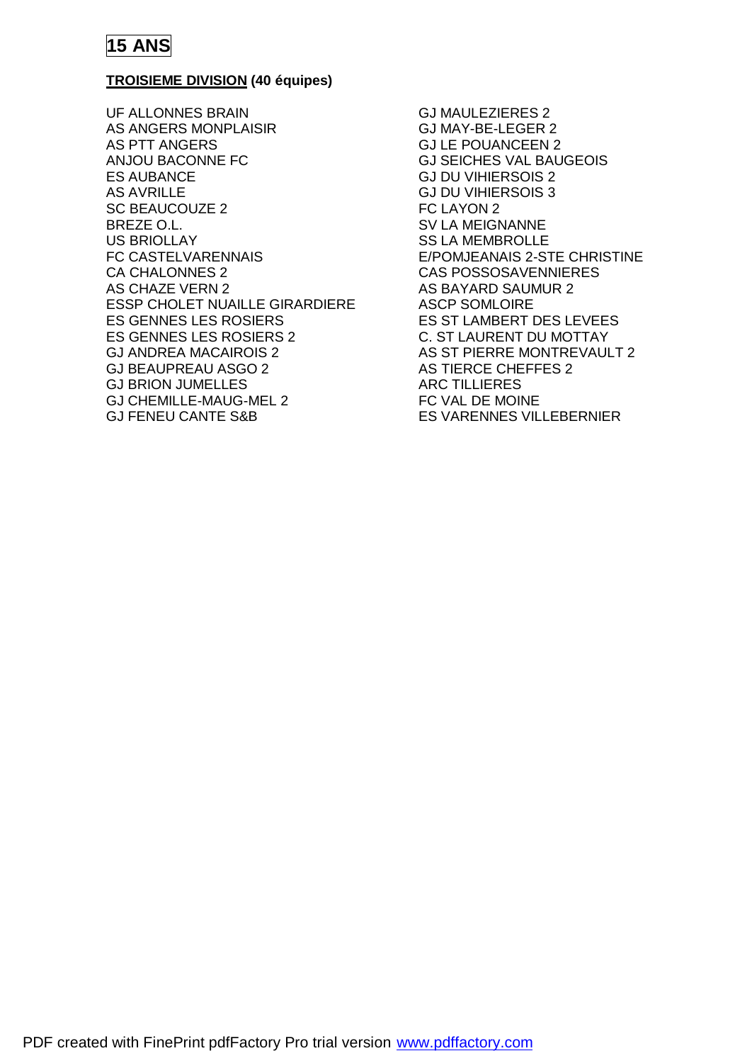# 15 ANS

**TROISIEME DIVISION (40 équipes)**

UF ALLONNES BRAIN
AS ANGERS MONPLAISIR
AS PTT ANGERS
ANJOU BACONNE FC
ES AUBANCE
AS AVRILLE
SC BEAUCOUZE 2
BREZE O.L.
US BRIOLLAY
FC CASTELVARENNAIS
CA CHALONNES 2
AS CHAZE VERN 2
ESSP CHOLET NUAILLE GIRARDIERE
ES GENNES LES ROSIERS
ES GENNES LES ROSIERS 2
GJ ANDREA MACAIROIS 2
GJ BEAUPREAU ASGO 2
GJ BRION JUMELLES
GJ CHEMILLE-MAUG-MEL 2
GJ FENEU CANTE S&B
GJ MAULEZIERES 2
GJ MAY-BE-LEGER 2
GJ LE POUANCEEN 2
GJ SEICHES VAL BAUGEOIS
GJ DU VIHIERSOIS 2
GJ DU VIHIERSOIS 3
FC LAYON 2
SV LA MEIGNANNE
SS LA MEMBROLLE
E/POMJEANAIS 2-STE CHRISTINE
CAS POSSOSAVENNIERES
AS BAYARD SAUMUR 2
ASCP SOMLOIRE
ES ST LAMBERT DES LEVEES
C. ST LAURENT DU MOTTAY
AS ST PIERRE MONTREVAULT 2
AS TIERCE CHEFFES 2
ARC TILLIERES
FC VAL DE MOINE
ES VARENNES VILLEBERNIER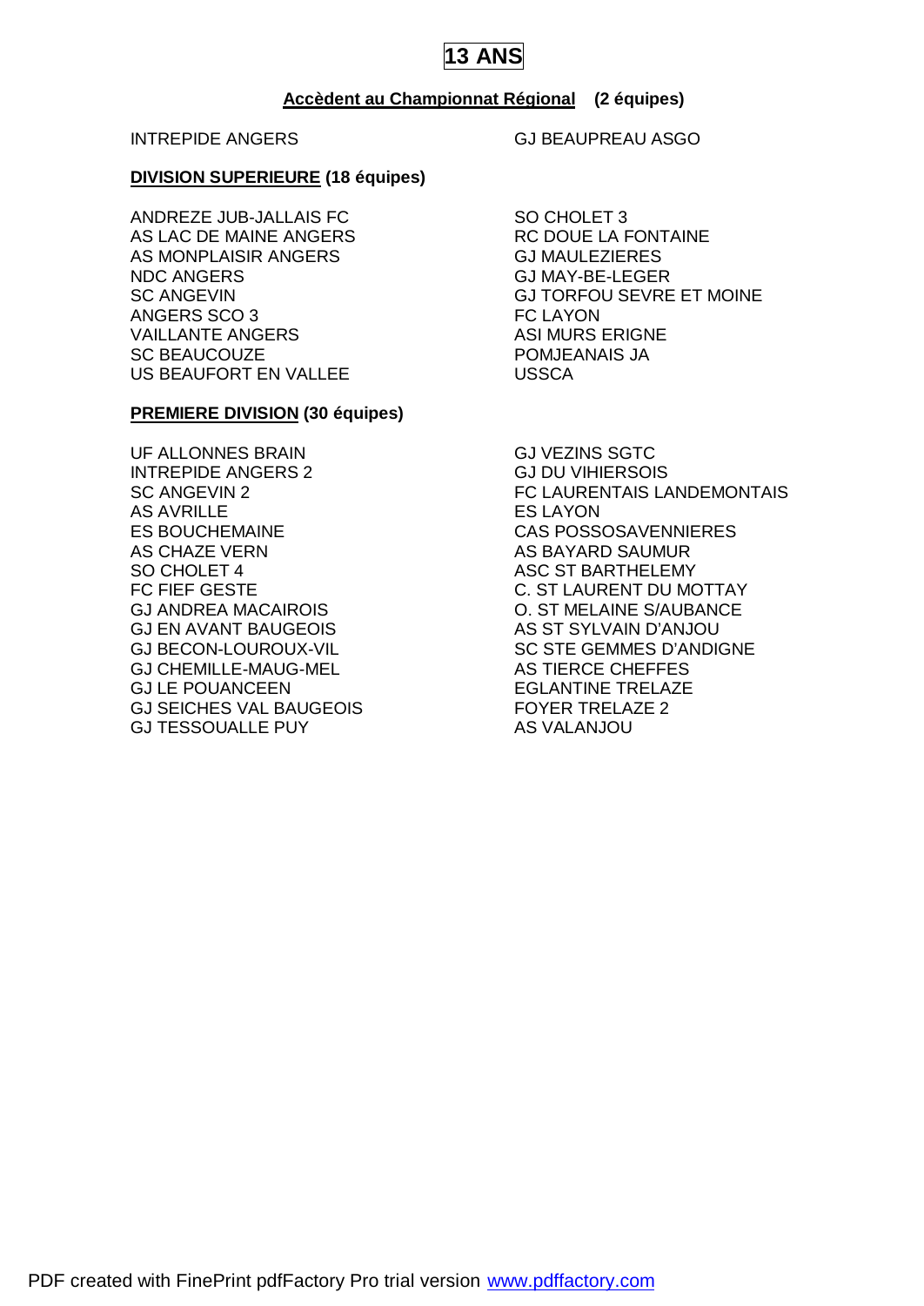# 13 ANS

**Accèdent au Championnat Régional (2 équipes)**

INTREPIDE ANGERS
GJ BEAUPREAU ASGO

**DIVISION SUPERIEURE (18 équipes)**

ANDREZE JUB-JALLAIS FC
AS LAC DE MAINE ANGERS
AS MONPLAISIR ANGERS
NDC ANGERS
SC ANGEVIN
ANGERS SCO 3
VAILLANTE ANGERS
SC BEAUCOUZE
US BEAUFORT EN VALLEE
SO CHOLET 3
RC DOUE LA FONTAINE
GJ MAULEZIERES
GJ MAY-BE-LEGER
GJ TORFOU SEVRE ET MOINE
FC LAYON
ASI MURS ERIGNE
POMJEANAIS JA
USSCA

**PREMIERE DIVISION (30 équipes)**

UF ALLONNES BRAIN
INTREPIDE ANGERS 2
SC ANGEVIN 2
AS AVRILLE
ES BOUCHEMAINE
AS CHAZE VERN
SO CHOLET 4
FC FIEF GESTE
GJ ANDREA MACAIROIS
GJ EN AVANT BAUGEOIS
GJ BECON-LOUROUX-VIL
GJ CHEMILLE-MAUG-MEL
GJ LE POUANCEEN
GJ SEICHES VAL BAUGEOIS
GJ TESSOUALLE PUY
GJ VEZINS SGTC
GJ DU VIHIERSOIS
FC LAURENTAIS LANDEMONTAIS
ES LAYON
CAS POSSOSAVENNIERES
AS BAYARD SAUMUR
ASC ST BARTHELEMY
C. ST LAURENT DU MOTTAY
O. ST MELAINE S/AUBANCE
AS ST SYLVAIN D'ANJOU
SC STE GEMMES D'ANDIGNE
AS TIERCE CHEFFES
EGLANTINE TRELAZE
FOYER TRELAZE 2
AS VALANJOU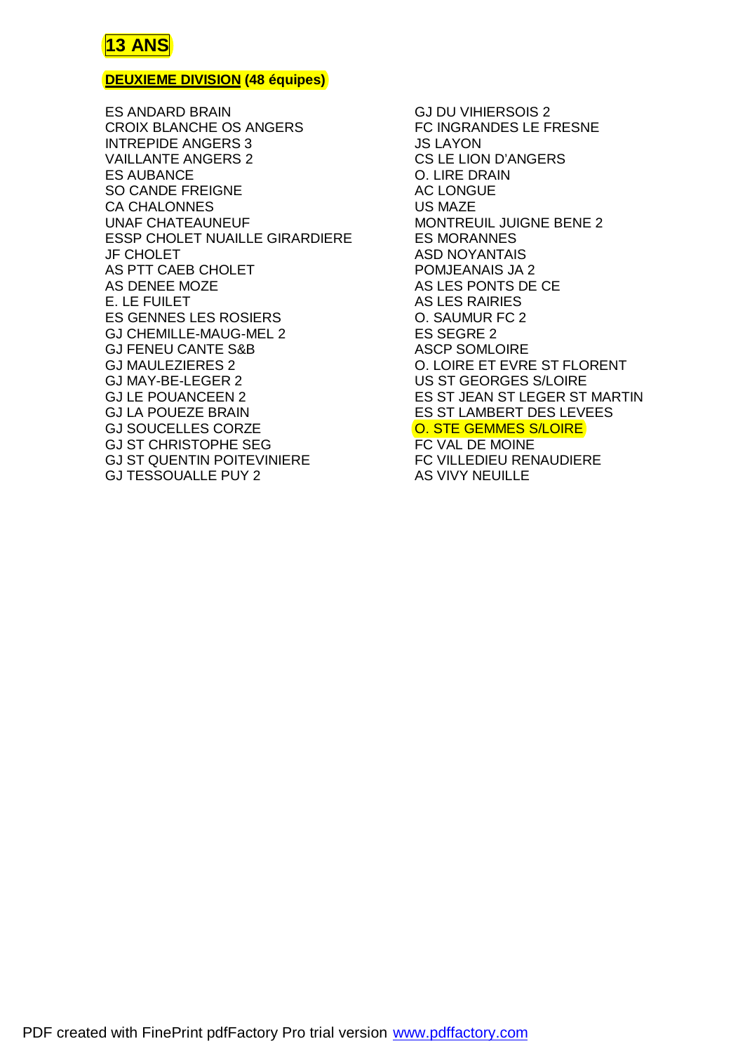# 13 ANS

## DEUXIEME DIVISION (48 équipes)

ES ANDARD BRAIN
CROIX BLANCHE OS ANGERS
INTREPIDE ANGERS 3
VAILLANTE ANGERS 2
ES AUBANCE
SO CANDE FREIGNE
CA CHALONNES
UNAF CHATEAUNEUF
ESSP CHOLET NUAILLE GIRARDIERE
JF CHOLET
AS PTT CAEB CHOLET
AS DENEE MOZE
E. LE FUILET
ES GENNES LES ROSIERS
GJ CHEMILLE-MAUG-MEL 2
GJ FENEU CANTE S&B
GJ MAULEZIERES 2
GJ MAY-BE-LEGER 2
GJ LE POUANCEEN 2
GJ LA POUEZE BRAIN
GJ SOUCELLES CORZE
GJ ST CHRISTOPHE SEG
GJ ST QUENTIN POITEVINIERE
GJ TESSOUALLE PUY 2
GJ DU VIHIERSOIS 2
FC INGRANDES LE FRESNE
JS LAYON
CS LE LION D'ANGERS
O. LIRE DRAIN
AC LONGUE
US MAZE
MONTREUIL JUIGNE BENE 2
ES MORANNES
ASD NOYANTAIS
POMJEANAIS JA 2
AS LES PONTS DE CE
AS LES RAIRIES
O. SAUMUR FC 2
ES SEGRE 2
ASCP SOMLOIRE
O. LOIRE ET EVRE ST FLORENT
US ST GEORGES S/LOIRE
ES ST JEAN ST LEGER ST MARTIN
ES ST LAMBERT DES LEVEES
O. STE GEMMES S/LOIRE
FC VAL DE MOINE
FC VILLEDIEU RENAUDIERE
AS VIVY NEUILLE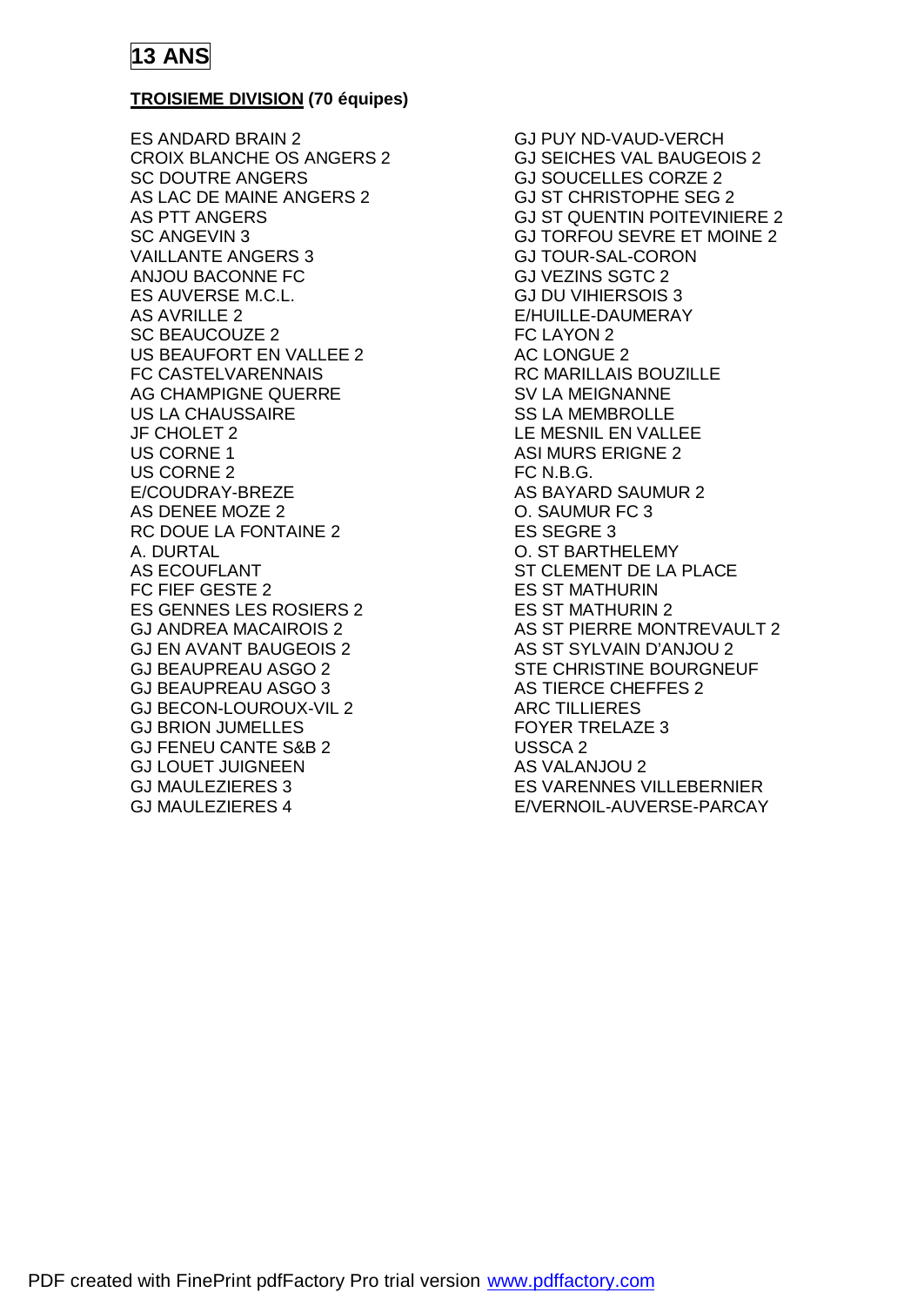# 13 ANS

**TROISIEME DIVISION (70 équipes)**

ES ANDARD BRAIN 2
CROIX BLANCHE OS ANGERS 2
SC DOUTRE ANGERS
AS LAC DE MAINE ANGERS 2
AS PTT ANGERS
SC ANGEVIN 3
VAILLANTE ANGERS 3
ANJOU BACONNE FC
ES AUVERSE M.C.L.
AS AVRILLE 2
SC BEAUCOUZE 2
US BEAUFORT EN VALLEE 2
FC CASTELVARENNAIS
AG CHAMPIGNE QUERRE
US LA CHAUSSAIRE
JF CHOLET 2
US CORNE 1
US CORNE 2
E/COUDRAY-BREZE
AS DENEE MOZE 2
RC DOUE LA FONTAINE 2
A. DURTAL
AS ECOUFLANT
FC FIEF GESTE 2
ES GENNES LES ROSIERS 2
GJ ANDREA MACAIROIS 2
GJ EN AVANT BAUGEOIS 2
GJ BEAUPREAU ASGO 2
GJ BEAUPREAU ASGO 3
GJ BECON-LOUROUX-VIL 2
GJ BRION JUMELLES
GJ FENEU CANTE S&B 2
GJ LOUET JUIGNEEN
GJ MAULEZIERES 3
GJ MAULEZIERES 4
GJ PUY ND-VAUD-VERCH
GJ SEICHES VAL BAUGEOIS 2
GJ SOUCELLES CORZE 2
GJ ST CHRISTOPHE SEG 2
GJ ST QUENTIN POITEVINIERE 2
GJ TORFOU SEVRE ET MOINE 2
GJ TOUR-SAL-CORON
GJ VEZINS SGTC 2
GJ DU VIHIERSOIS 3
E/HUILLE-DAUMERAY
FC LAYON 2
AC LONGUE 2
RC MARILLAIS BOUZILLE
SV LA MEIGNANNE
SS LA MEMBROLLE
LE MESNIL EN VALLEE
ASI MURS ERIGNE 2
FC N.B.G.
AS BAYARD SAUMUR 2
O. SAUMUR FC 3
ES SEGRE 3
O. ST BARTHELEMY
ST CLEMENT DE LA PLACE
ES ST MATHURIN
ES ST MATHURIN 2
AS ST PIERRE MONTREVAULT 2
AS ST SYLVAIN D'ANJOU 2
STE CHRISTINE BOURGNEUF
AS TIERCE CHEFFES 2
ARC TILLIERES
FOYER TRELAZE 3
USSCA 2
AS VALANJOU 2
ES VARENNES VILLEBERNIER
E/VERNOIL-AUVERSE-PARCAY